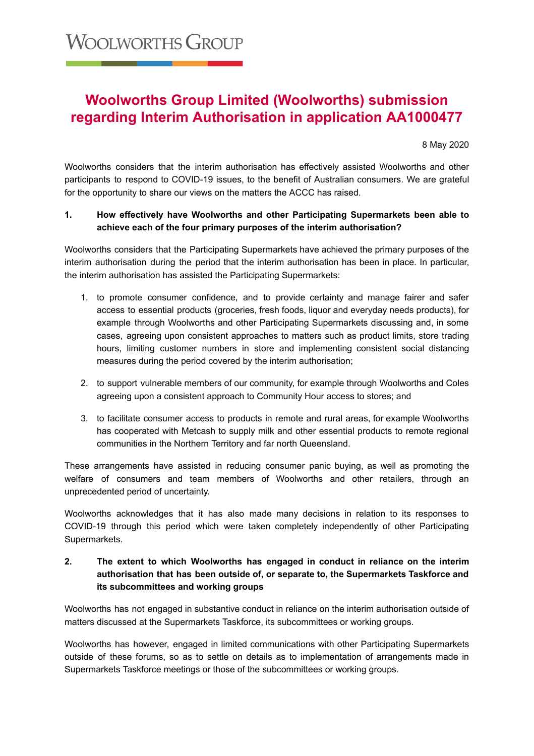WOOLWORTHS GROUP

# Woolworths Group Limited (Woolworths) submission regarding Interim Authorisation in application AA1000477

8 May 2020

Woolworths considers that the interim authorisation has effectively assisted Woolworths and other participants to respond to COVID-19 issues, to the benefit of Australian consumers. We are grateful for the opportunity to share our views on the matters the ACCC has raised.

**1. How effectively have Woolworths and other Participating Supermarkets been able to achieve each of the four primary purposes of the interim authorisation?**

Woolworths considers that the Participating Supermarkets have achieved the primary purposes of the interim authorisation during the period that the interim authorisation has been in place. In particular, the interim authorisation has assisted the Participating Supermarkets:

1. to promote consumer confidence, and to provide certainty and manage fairer and safer access to essential products (groceries, fresh foods, liquor and everyday needs products), for example through Woolworths and other Participating Supermarkets discussing and, in some cases, agreeing upon consistent approaches to matters such as product limits, store trading hours, limiting customer numbers in store and implementing consistent social distancing measures during the period covered by the interim authorisation;
2. to support vulnerable members of our community, for example through Woolworths and Coles agreeing upon a consistent approach to Community Hour access to stores; and
3. to facilitate consumer access to products in remote and rural areas, for example Woolworths has cooperated with Metcash to supply milk and other essential products to remote regional communities in the Northern Territory and far north Queensland.

These arrangements have assisted in reducing consumer panic buying, as well as promoting the welfare of consumers and team members of Woolworths and other retailers, through an unprecedented period of uncertainty.

Woolworths acknowledges that it has also made many decisions in relation to its responses to COVID-19 through this period which were taken completely independently of other Participating Supermarkets.

**2. The extent to which Woolworths has engaged in conduct in reliance on the interim authorisation that has been outside of, or separate to, the Supermarkets Taskforce and its subcommittees and working groups**

Woolworths has not engaged in substantive conduct in reliance on the interim authorisation outside of matters discussed at the Supermarkets Taskforce, its subcommittees or working groups.

Woolworths has however, engaged in limited communications with other Participating Supermarkets outside of these forums, so as to settle on details as to implementation of arrangements made in Supermarkets Taskforce meetings or those of the subcommittees or working groups.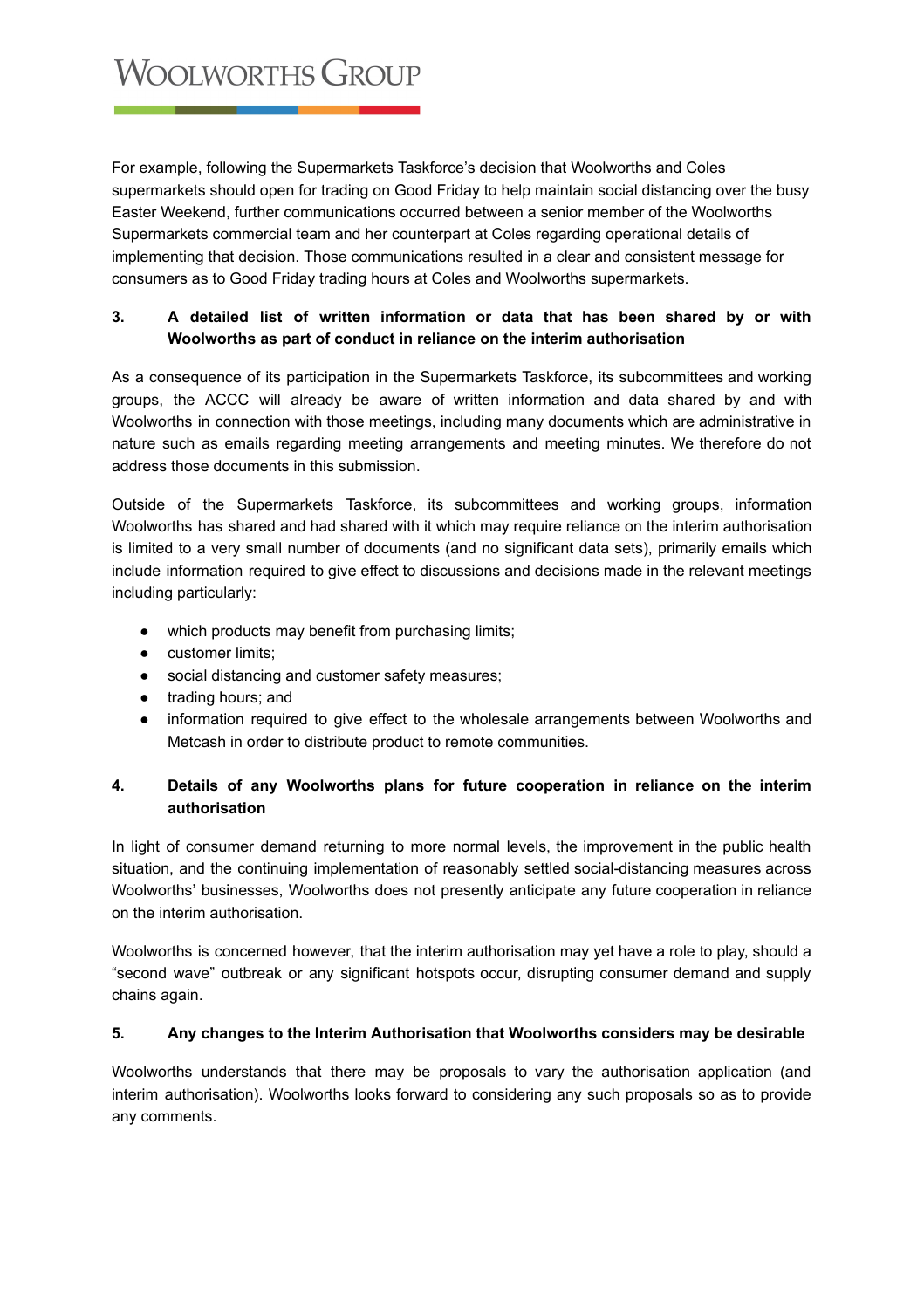For example, following the Supermarkets Taskforce's decision that Woolworths and Coles supermarkets should open for trading on Good Friday to help maintain social distancing over the busy Easter Weekend, further communications occurred between a senior member of the Woolworths Supermarkets commercial team and her counterpart at Coles regarding operational details of implementing that decision. Those communications resulted in a clear and consistent message for consumers as to Good Friday trading hours at Coles and Woolworths supermarkets.

### 3. A detailed list of written information or data that has been shared by or with Woolworths as part of conduct in reliance on the interim authorisation

As a consequence of its participation in the Supermarkets Taskforce, its subcommittees and working groups, the ACCC will already be aware of written information and data shared by and with Woolworths in connection with those meetings, including many documents which are administrative in nature such as emails regarding meeting arrangements and meeting minutes. We therefore do not address those documents in this submission.

Outside of the Supermarkets Taskforce, its subcommittees and working groups, information Woolworths has shared and had shared with it which may require reliance on the interim authorisation is limited to a very small number of documents (and no significant data sets), primarily emails which include information required to give effect to discussions and decisions made in the relevant meetings including particularly:

- which products may benefit from purchasing limits;
- customer limits;
- social distancing and customer safety measures;
- trading hours; and
- information required to give effect to the wholesale arrangements between Woolworths and Metcash in order to distribute product to remote communities.

### 4. Details of any Woolworths plans for future cooperation in reliance on the interim authorisation

In light of consumer demand returning to more normal levels, the improvement in the public health situation, and the continuing implementation of reasonably settled social-distancing measures across Woolworths' businesses, Woolworths does not presently anticipate any future cooperation in reliance on the interim authorisation.

Woolworths is concerned however, that the interim authorisation may yet have a role to play, should a "second wave" outbreak or any significant hotspots occur, disrupting consumer demand and supply chains again.

### 5. Any changes to the Interim Authorisation that Woolworths considers may be desirable

Woolworths understands that there may be proposals to vary the authorisation application (and interim authorisation). Woolworths looks forward to considering any such proposals so as to provide any comments.